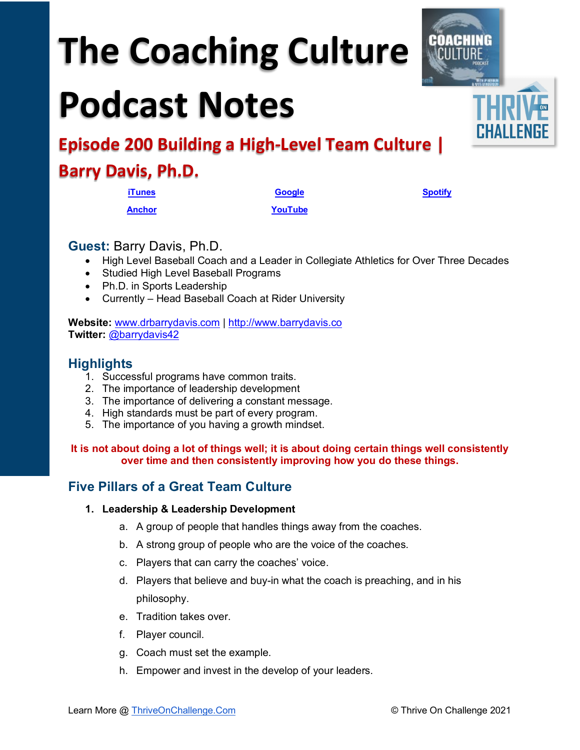# The Coaching Culture Podcast Notes

## Episode 200 Building a High-Level Team Culture | Barry Davis, Ph.D.

[iTunes](#) [Google](#) [Spotify](#)

[Anchor](#) [YouTube](#)

### Guest: Barry Davis, Ph.D.

- High Level Baseball Coach and a Leader in Collegiate Athletics for Over Three Decades
- Studied High Level Baseball Programs
- Ph.D. in Sports Leadership
- Currently – Head Baseball Coach at Rider University

**Website:** www.drbarrydavis.com | http://www.barrydavis.co
**Twitter:** @barrydavis42

### Highlights

1. Successful programs have common traits.
2. The importance of leadership development
3. The importance of delivering a constant message.
4. High standards must be part of every program.
5. The importance of you having a growth mindset.

**It is not about doing a lot of things well; it is about doing certain things well consistently over time and then consistently improving how you do these things.**

### Five Pillars of a Great Team Culture

1. **Leadership & Leadership Development**
    a. A group of people that handles things away from the coaches.
    b. A strong group of people who are the voice of the coaches.
    c. Players that can carry the coaches' voice.
    d. Players that believe and buy-in what the coach is preaching, and in his philosophy.
    e. Tradition takes over.
    f. Player council.
    g. Coach must set the example.
    h. Empower and invest in the develop of your leaders.

Learn More @ ThriveOnChallenge.Com © Thrive On Challenge 2021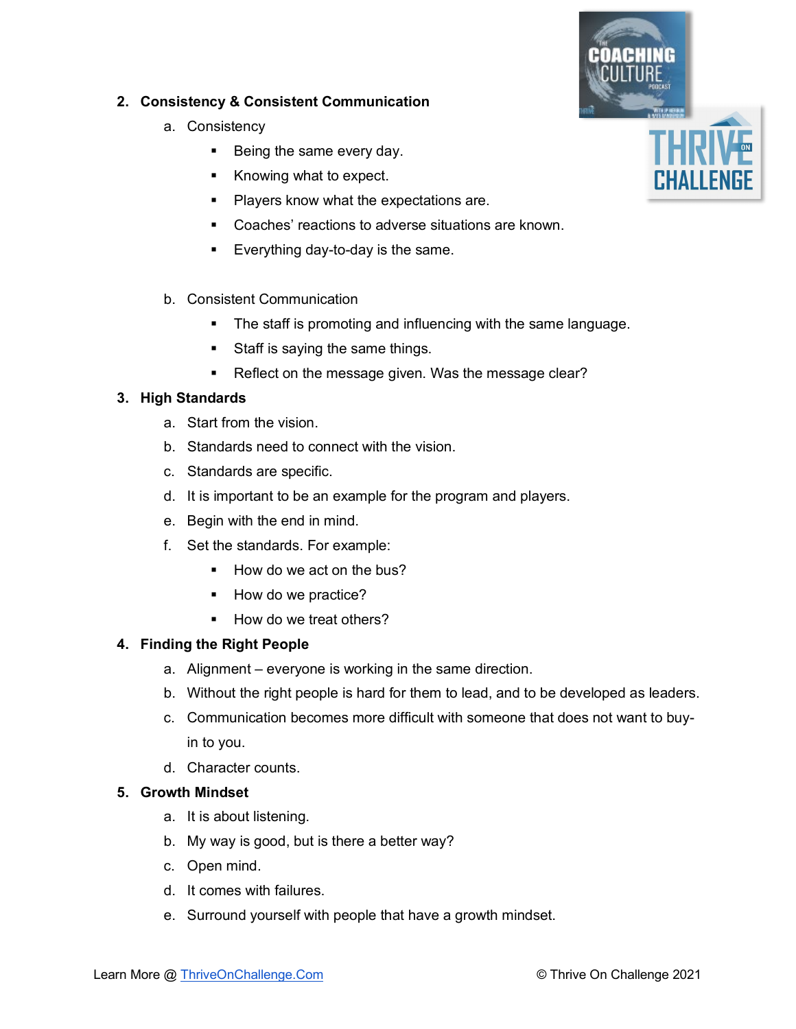2. **Consistency & Consistent Communication**
   a. Consistency
      - Being the same every day.
      - Knowing what to expect.
      - Players know what the expectations are.
      - Coaches' reactions to adverse situations are known.
      - Everything day-to-day is the same.

   b. Consistent Communication
      - The staff is promoting and influencing with the same language.
      - Staff is saying the same things.
      - Reflect on the message given. Was the message clear?

3. **High Standards**
   a. Start from the vision.
   b. Standards need to connect with the vision.
   c. Standards are specific.
   d. It is important to be an example for the program and players.
   e. Begin with the end in mind.
   f. Set the standards. For example:
      - How do we act on the bus?
      - How do we practice?
      - How do we treat others?

4. **Finding the Right People**
   a. Alignment – everyone is working in the same direction.
   b. Without the right people is hard for them to lead, and to be developed as leaders.
   c. Communication becomes more difficult with someone that does not want to buy-in to you.
   d. Character counts.

5. **Growth Mindset**
   a. It is about listening.
   b. My way is good, but is there a better way?
   c. Open mind.
   d. It comes with failures.
   e. Surround yourself with people that have a growth mindset.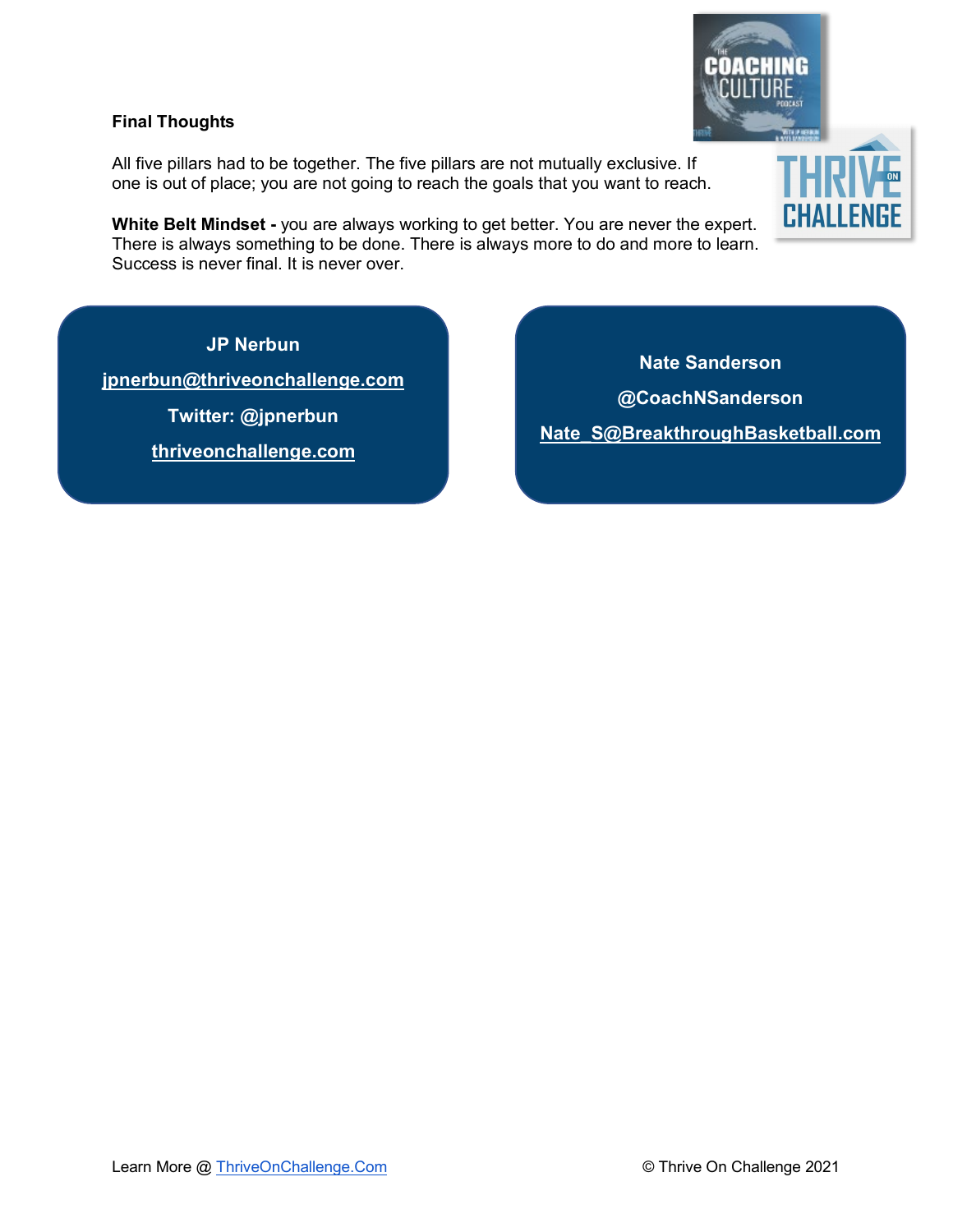**Final Thoughts**

All five pillars had to be together. The five pillars are not mutually exclusive. If one is out of place; you are not going to reach the goals that you want to reach.

**White Belt Mindset -** you are always working to get better. You are never the expert. There is always something to be done. There is always more to do and more to learn. Success is never final. It is never over.

**JP Nerbun**

**jpnerbun@thriveonchallenge.com**

**Twitter: @jpnerbun**

**thriveonchallenge.com**

**Nate Sanderson**

**@CoachNSanderson**

**Nate_S@BreakthroughBasketball.com**

Learn More @ ThriveOnChallenge.Com

© Thrive On Challenge 2021